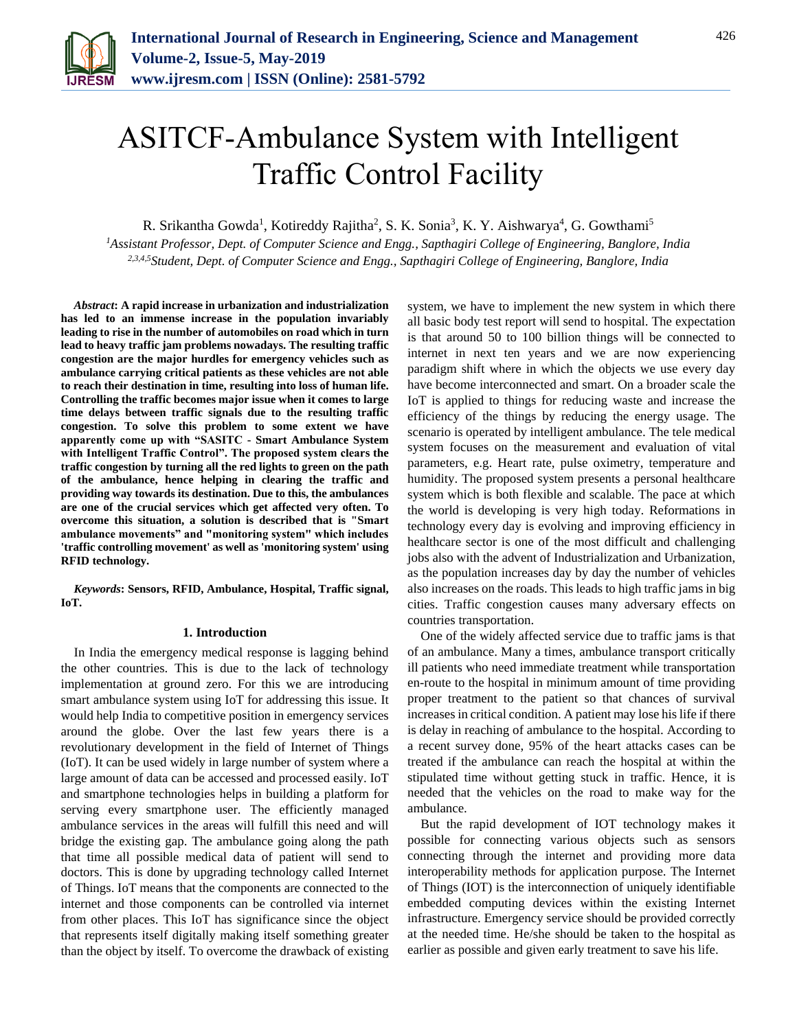# ASITCF-Ambulance System with Intelligent Traffic Control Facility

R. Srikantha Gowda[1], Kotireddy Rajitha[2], S. K. Sonia[3], K. Y. Aishwarya[4], G. Gowthami[5]

[1]*Assistant Professor, Dept. of Computer Science and Engg., Sapthagiri College of Engineering, Banglore, India*
[2,3,4,5]*Student, Dept. of Computer Science and Engg., Sapthagiri College of Engineering, Banglore, India*

***Abstract*: A rapid increase in urbanization and industrialization has led to an immense increase in the population invariably leading to rise in the number of automobiles on road which in turn lead to heavy traffic jam problems nowadays. The resulting traffic congestion are the major hurdles for emergency vehicles such as ambulance carrying critical patients as these vehicles are not able to reach their destination in time, resulting into loss of human life. Controlling the traffic becomes major issue when it comes to large time delays between traffic signals due to the resulting traffic congestion. To solve this problem to some extent we have apparently come up with "SASITC - Smart Ambulance System with Intelligent Traffic Control". The proposed system clears the traffic congestion by turning all the red lights to green on the path of the ambulance, hence helping in clearing the traffic and providing way towards its destination. Due to this, the ambulances are one of the crucial services which get affected very often. To overcome this situation, a solution is described that is "Smart ambulance movements" and "monitoring system" which includes 'traffic controlling movement' as well as 'monitoring system' using RFID technology.**

***Keywords*: Sensors, RFID, Ambulance, Hospital, Traffic signal, IoT.**

## 1. Introduction

In India the emergency medical response is lagging behind the other countries. This is due to the lack of technology implementation at ground zero. For this we are introducing smart ambulance system using IoT for addressing this issue. It would help India to competitive position in emergency services around the globe. Over the last few years there is a revolutionary development in the field of Internet of Things (IoT). It can be used widely in large number of system where a large amount of data can be accessed and processed easily. IoT and smartphone technologies helps in building a platform for serving every smartphone user. The efficiently managed ambulance services in the areas will fulfill this need and will bridge the existing gap. The ambulance going along the path that time all possible medical data of patient will send to doctors. This is done by upgrading technology called Internet of Things. IoT means that the components are connected to the internet and those components can be controlled via internet from other places. This IoT has significance since the object that represents itself digitally making itself something greater than the object by itself. To overcome the drawback of existing system, we have to implement the new system in which there all basic body test report will send to hospital. The expectation is that around 50 to 100 billion things will be connected to internet in next ten years and we are now experiencing paradigm shift where in which the objects we use every day have become interconnected and smart. On a broader scale the IoT is applied to things for reducing waste and increase the efficiency of the things by reducing the energy usage. The scenario is operated by intelligent ambulance. The tele medical system focuses on the measurement and evaluation of vital parameters, e.g. Heart rate, pulse oximetry, temperature and humidity. The proposed system presents a personal healthcare system which is both flexible and scalable. The pace at which the world is developing is very high today. Reformations in technology every day is evolving and improving efficiency in healthcare sector is one of the most difficult and challenging jobs also with the advent of Industrialization and Urbanization, as the population increases day by day the number of vehicles also increases on the roads. This leads to high traffic jams in big cities. Traffic congestion causes many adversary effects on countries transportation.

One of the widely affected service due to traffic jams is that of an ambulance. Many a times, ambulance transport critically ill patients who need immediate treatment while transportation en-route to the hospital in minimum amount of time providing proper treatment to the patient so that chances of survival increases in critical condition. A patient may lose his life if there is delay in reaching of ambulance to the hospital. According to a recent survey done, 95% of the heart attacks cases can be treated if the ambulance can reach the hospital at within the stipulated time without getting stuck in traffic. Hence, it is needed that the vehicles on the road to make way for the ambulance.

But the rapid development of IOT technology makes it possible for connecting various objects such as sensors connecting through the internet and providing more data interoperability methods for application purpose. The Internet of Things (IOT) is the interconnection of uniquely identifiable embedded computing devices within the existing Internet infrastructure. Emergency service should be provided correctly at the needed time. He/she should be taken to the hospital as earlier as possible and given early treatment to save his life.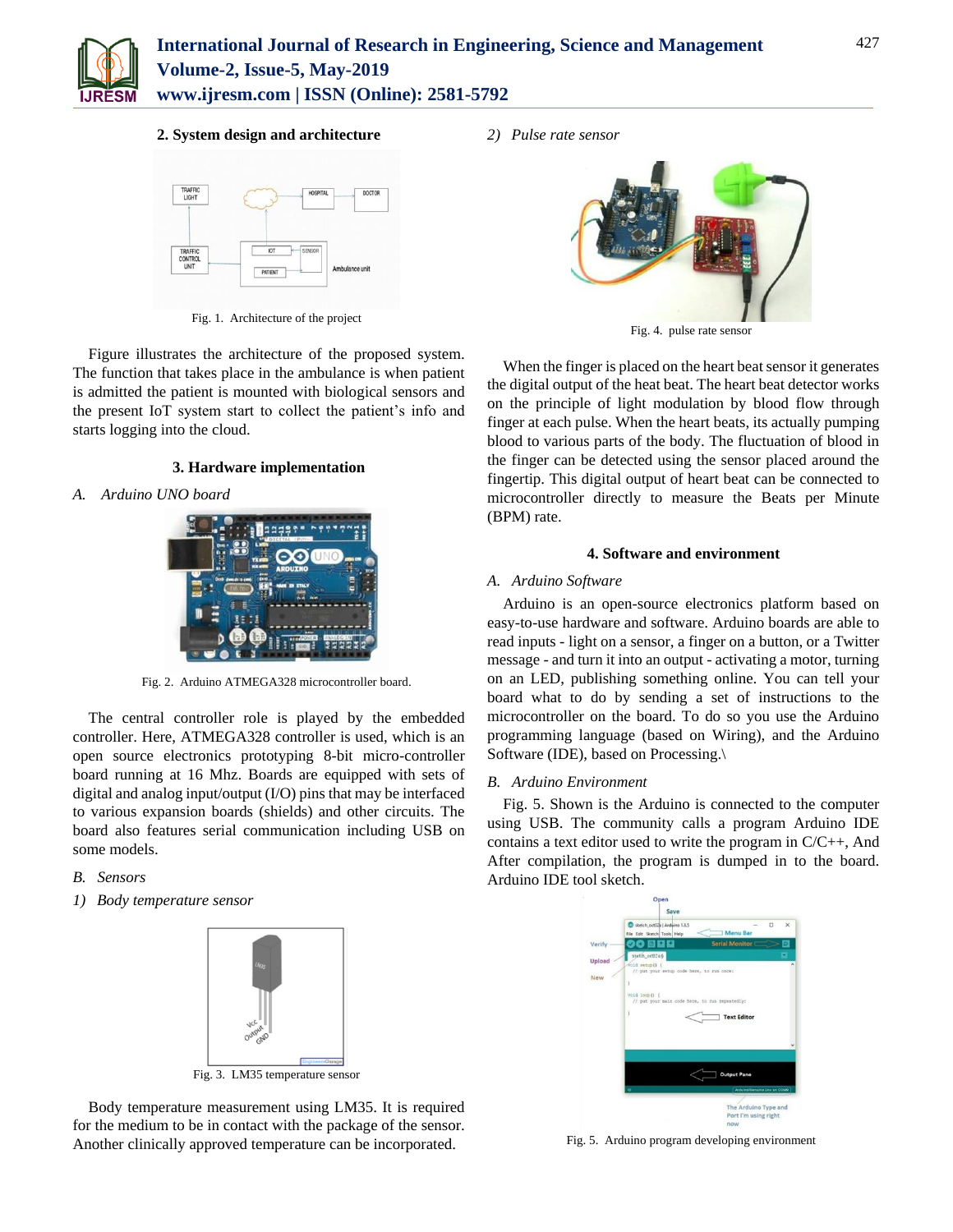## 2. System design and architecture

Fig. 1. Architecture of the project

Figure illustrates the architecture of the proposed system. The function that takes place in the ambulance is when patient is admitted the patient is mounted with biological sensors and the present IoT system start to collect the patient's info and starts logging into the cloud.

## 3. Hardware implementation

### *A. Arduino UNO board*

Fig. 2. Arduino ATMEGA328 microcontroller board.

The central controller role is played by the embedded controller. Here, ATMEGA328 controller is used, which is an open source electronics prototyping 8-bit micro-controller board running at 16 Mhz. Boards are equipped with sets of digital and analog input/output (I/O) pins that may be interfaced to various expansion boards (shields) and other circuits. The board also features serial communication including USB on some models.

### *B. Sensors*

#### *1) Body temperature sensor*

Fig. 3. LM35 temperature sensor

Body temperature measurement using LM35. It is required for the medium to be in contact with the package of the sensor. Another clinically approved temperature can be incorporated.

#### *2) Pulse rate sensor*

Fig. 4. pulse rate sensor

When the finger is placed on the heart beat sensor it generates the digital output of the heat beat. The heart beat detector works on the principle of light modulation by blood flow through finger at each pulse. When the heart beats, its actually pumping blood to various parts of the body. The fluctuation of blood in the finger can be detected using the sensor placed around the fingertip. This digital output of heart beat can be connected to microcontroller directly to measure the Beats per Minute (BPM) rate.

## 4. Software and environment

### *A. Arduino Software*

Arduino is an open-source electronics platform based on easy-to-use hardware and software. Arduino boards are able to read inputs - light on a sensor, a finger on a button, or a Twitter message - and turn it into an output - activating a motor, turning on an LED, publishing something online. You can tell your board what to do by sending a set of instructions to the microcontroller on the board. To do so you use the Arduino programming language (based on Wiring), and the Arduino Software (IDE), based on Processing.\

### *B. Arduino Environment*

Fig. 5. Shown is the Arduino is connected to the computer using USB. The community calls a program Arduino IDE contains a text editor used to write the program in C/C++, And After compilation, the program is dumped in to the board. Arduino IDE tool sketch.

Fig. 5. Arduino program developing environment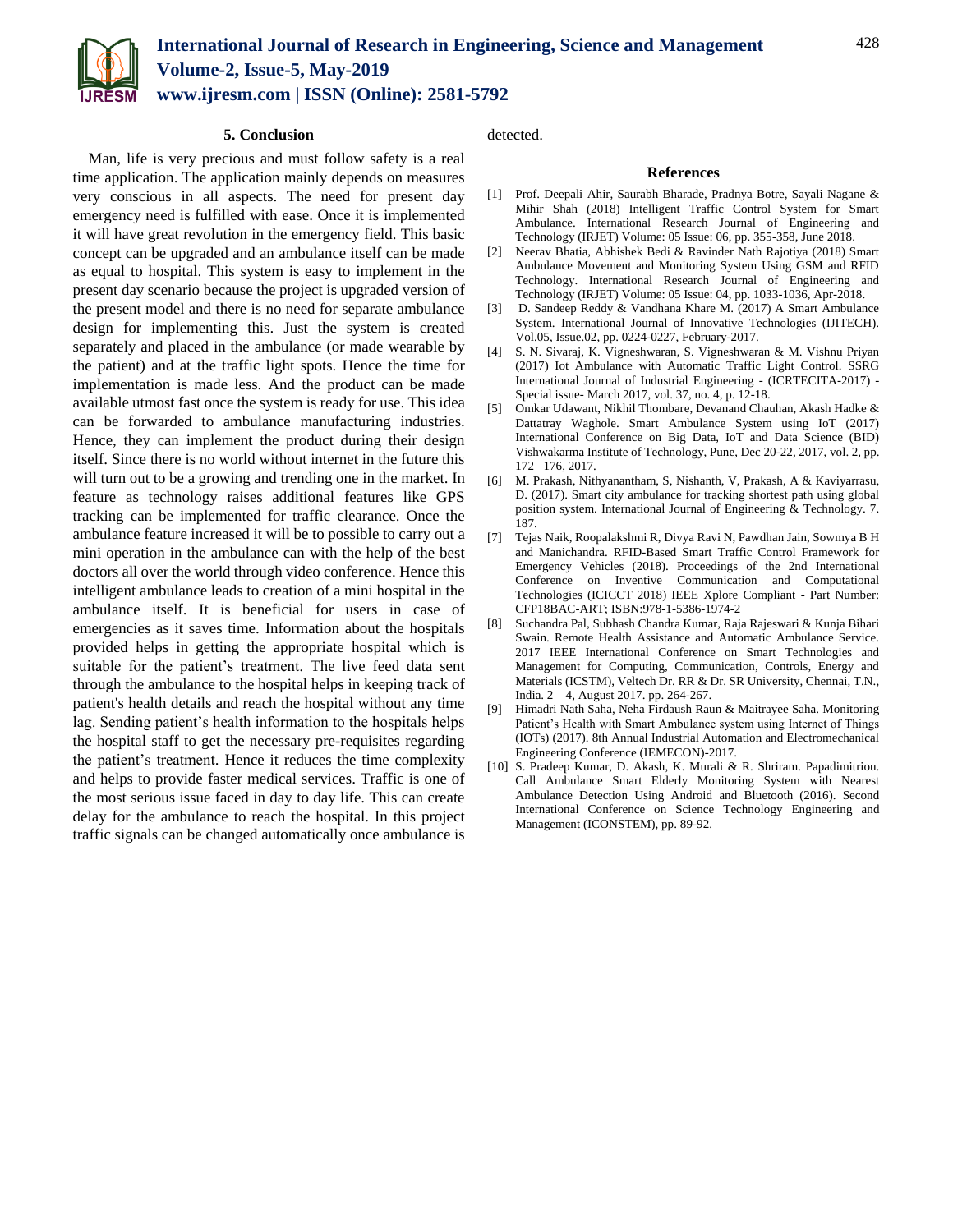## 5. Conclusion

Man, life is very precious and must follow safety is a real time application. The application mainly depends on measures very conscious in all aspects. The need for present day emergency need is fulfilled with ease. Once it is implemented it will have great revolution in the emergency field. This basic concept can be upgraded and an ambulance itself can be made as equal to hospital. This system is easy to implement in the present day scenario because the project is upgraded version of the present model and there is no need for separate ambulance design for implementing this. Just the system is created separately and placed in the ambulance (or made wearable by the patient) and at the traffic light spots. Hence the time for implementation is made less. And the product can be made available utmost fast once the system is ready for use. This idea can be forwarded to ambulance manufacturing industries. Hence, they can implement the product during their design itself. Since there is no world without internet in the future this will turn out to be a growing and trending one in the market. In feature as technology raises additional features like GPS tracking can be implemented for traffic clearance. Once the ambulance feature increased it will be to possible to carry out a mini operation in the ambulance can with the help of the best doctors all over the world through video conference. Hence this intelligent ambulance leads to creation of a mini hospital in the ambulance itself. It is beneficial for users in case of emergencies as it saves time. Information about the hospitals provided helps in getting the appropriate hospital which is suitable for the patient's treatment. The live feed data sent through the ambulance to the hospital helps in keeping track of patient's health details and reach the hospital without any time lag. Sending patient's health information to the hospitals helps the hospital staff to get the necessary pre-requisites regarding the patient's treatment. Hence it reduces the time complexity and helps to provide faster medical services. Traffic is one of the most serious issue faced in day to day life. This can create delay for the ambulance to reach the hospital. In this project traffic signals can be changed automatically once ambulance is detected.

## References

[1] Prof. Deepali Ahir, Saurabh Bharade, Pradnya Botre, Sayali Nagane & Mihir Shah (2018) Intelligent Traffic Control System for Smart Ambulance. International Research Journal of Engineering and Technology (IRJET) Volume: 05 Issue: 06, pp. 355-358, June 2018.

[2] Neerav Bhatia, Abhishek Bedi & Ravinder Nath Rajotiya (2018) Smart Ambulance Movement and Monitoring System Using GSM and RFID Technology. International Research Journal of Engineering and Technology (IRJET) Volume: 05 Issue: 04, pp. 1033-1036, Apr-2018.

[3] D. Sandeep Reddy & Vandhana Khare M. (2017) A Smart Ambulance System. International Journal of Innovative Technologies (IJITECH). Vol.05, Issue.02, pp. 0224-0227, February-2017.

[4] S. N. Sivaraj, K. Vigneshwaran, S. Vigneshwaran & M. Vishnu Priyan (2017) Iot Ambulance with Automatic Traffic Light Control. SSRG International Journal of Industrial Engineering - (ICRTECITA-2017) - Special issue- March 2017, vol. 37, no. 4, p. 12-18.

[5] Omkar Udawant, Nikhil Thombare, Devanand Chauhan, Akash Hadke & Dattatray Waghole. Smart Ambulance System using IoT (2017) International Conference on Big Data, IoT and Data Science (BID) Vishwakarma Institute of Technology, Pune, Dec 20-22, 2017, vol. 2, pp. 172– 176, 2017.

[6] M. Prakash, Nithyanantham, S, Nishanth, V, Prakash, A & Kaviyarrasu, D. (2017). Smart city ambulance for tracking shortest path using global position system. International Journal of Engineering & Technology. 7. 187.

[7] Tejas Naik, Roopalakshmi R, Divya Ravi N, Pawdhan Jain, Sowmya B H and Manichandra. RFID-Based Smart Traffic Control Framework for Emergency Vehicles (2018). Proceedings of the 2nd International Conference on Inventive Communication and Computational Technologies (ICICCT 2018) IEEE Xplore Compliant - Part Number: CFP18BAC-ART; ISBN:978-1-5386-1974-2

[8] Suchandra Pal, Subhash Chandra Kumar, Raja Rajeswari & Kunja Bihari Swain. Remote Health Assistance and Automatic Ambulance Service. 2017 IEEE International Conference on Smart Technologies and Management for Computing, Communication, Controls, Energy and Materials (ICSTM), Veltech Dr. RR & Dr. SR University, Chennai, T.N., India. 2 – 4, August 2017. pp. 264-267.

[9] Himadri Nath Saha, Neha Firdaush Raun & Maitrayee Saha. Monitoring Patient's Health with Smart Ambulance system using Internet of Things (IOTs) (2017). 8th Annual Industrial Automation and Electromechanical Engineering Conference (IEMECON)-2017.

[10] S. Pradeep Kumar, D. Akash, K. Murali & R. Shriram. Papadimitriou. Call Ambulance Smart Elderly Monitoring System with Nearest Ambulance Detection Using Android and Bluetooth (2016). Second International Conference on Science Technology Engineering and Management (ICONSTEM), pp. 89-92.